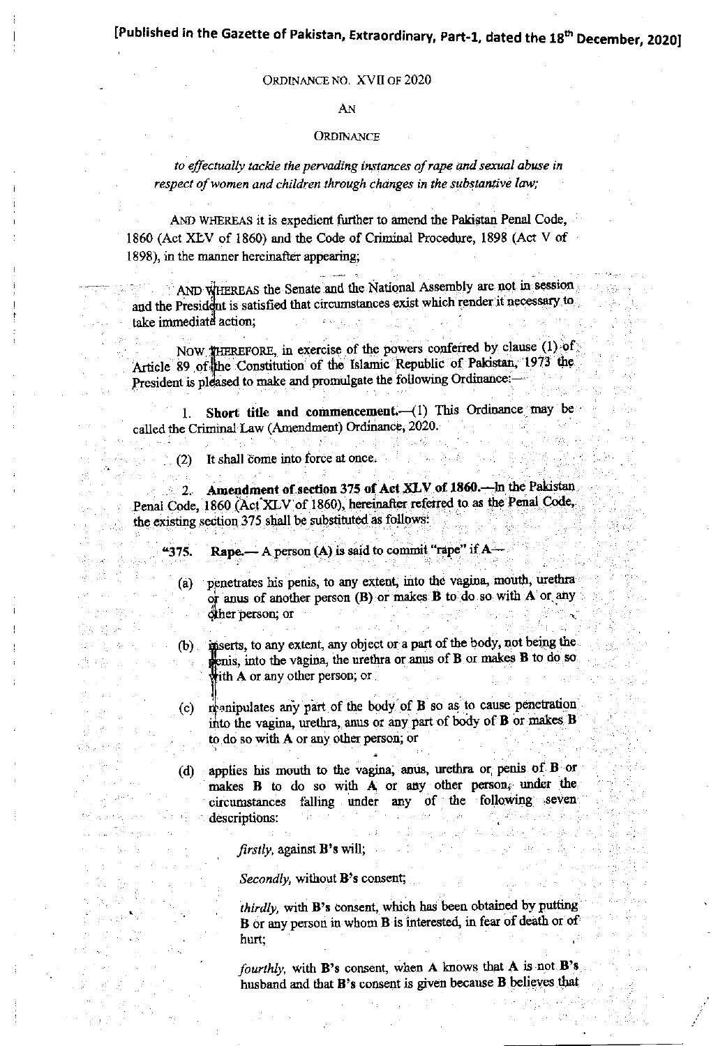[Published in the Gazette of Pakistan, Extraordinary, Part-1, dated the 18th December, 2020]

ORDINANCE NO. XVII OF 2020

AN

ORDINANCE

*to effectually tackle the pervading instances of rape and sexual abuse in respect of women and children through changes in the substantive law;*

AND WHEREAS it is expedient further to amend the Pakistan Penal Code, 1860 (Act XLV of 1860) and the Code of Criminal Procedure, 1898 (Act V of 1898), in the manner hereinafter appearing;

AND WHEREAS the Senate and the National Assembly are not in session and the President is satisfied that circumstances exist which render it necessary to take immediate action;

NOW THEREFORE, in exercise of the powers conferred by clause (1) of Article 89 of the Constitution of the Islamic Republic of Pakistan, 1973 the President is pleased to make and promulgate the following Ordinance:—

1. **Short title and commencement.**—(1) This Ordinance may be called the Criminal Law (Amendment) Ordinance, 2020.

(2) It shall come into force at once.

2. **Amendment of section 375 of Act XLV of 1860.**—In the Pakistan Penal Code, 1860 (Act XLV of 1860), hereinafter referred to as the Penal Code, the existing section 375 shall be substituted as follows:

"375. **Rape.**— A person (A) is said to commit "rape" if A—

(a) penetrates his penis, to any extent, into the vagina, mouth, urethra or anus of another person (B) or makes **B** to do so with **A** or any other person; or

(b) inserts, to any extent, any object or a part of the body, not being the penis, into the vagina, the urethra or anus of **B** or makes **B** to do so with **A** or any other person; or

(c) manipulates any part of the body of **B** so as to cause penetration into the vagina, urethra, anus or any part of body of **B** or makes **B** to do so with **A** or any other person; or

(d) applies his mouth to the vagina, anus, urethra or penis of **B** or makes **B** to do so with **A** or any other person, under the circumstances falling under any of the following seven descriptions:

*firstly,* against **B's** will;

*Secondly,* without **B's** consent;

*thirdly,* with **B's** consent, which has been obtained by putting **B** or any person in whom **B** is interested, in fear of death or of hurt;

*fourthly,* with **B's** consent, when **A** knows that **A** is not **B's** husband and that **B's** consent is given because **B** believes that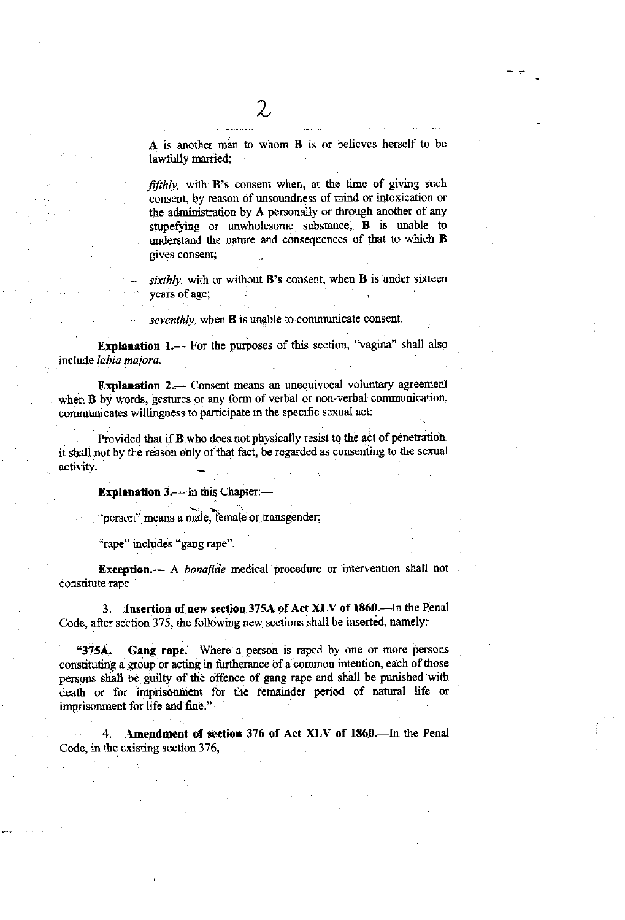A is another man to whom B is or believes herself to be lawfully married;

- *fifthly,* with **B's** consent when, at the time of giving such consent, by reason of unsoundness of mind or intoxication or the administration by **A** personally or through another of any stupefying or unwholesome substance, **B** is unable to understand the nature and consequences of that to which **B** gives consent;

- *sixthly,* with or without **B's** consent, when **B** is under sixteen years of age;

- *seventhly,* when **B** is unable to communicate consent.

**Explanation 1.**— For the purposes of this section, "vagina" shall also include *labia majora.*

**Explanation 2.**— Consent means an unequivocal voluntary agreement when **B** by words, gestures or any form of verbal or non-verbal communication, communicates willingness to participate in the specific sexual act:

Provided that if **B** who does not physically resist to the act of penetration, it shall not by the reason only of that fact, be regarded as consenting to the sexual activity.

**Explanation 3.**— In this Chapter:—

"person" means a male, female or transgender;

"rape" includes "gang rape".

**Exception.**— A *bonafide* medical procedure or intervention shall not constitute rape.

3. **Insertion of new section 375A of Act XLV of 1860.**—In the Penal Code, after section 375, the following new sections shall be inserted, namely:

"**375A. Gang rape.**—Where a person is raped by one or more persons constituting a group or acting in furtherance of a common intention, each of those persons shall be guilty of the offence of gang rape and shall be punished with death or for imprisonment for the remainder period of natural life or imprisonment for life and fine."

4. **Amendment of section 376 of Act XLV of 1860.**—In the Penal Code, in the existing section 376,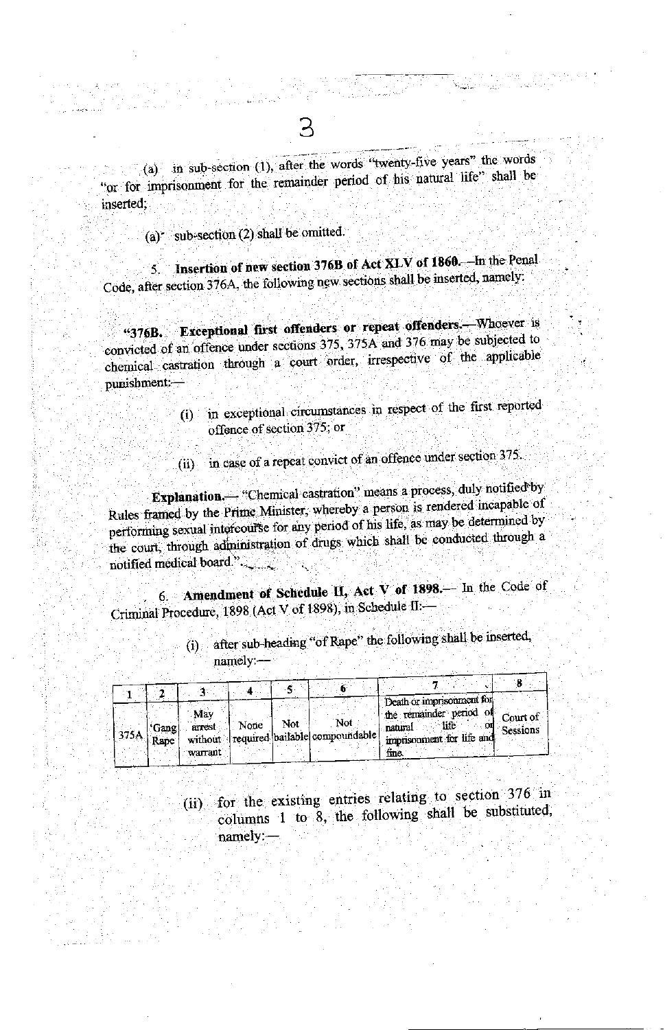(a) in sub-section (1), after the words "twenty-five years" the words "or for imprisonment for the remainder period of his natural life" shall be inserted;

(a) sub-section (2) shall be omitted.

5. **Insertion of new section 376B of Act XLV of 1860.**—In the Penal Code, after section 376A, the following new sections shall be inserted, namely:

"**376B. Exceptional first offenders or repeat offenders.**—Whoever is convicted of an offence under sections 375, 375A and 376 may be subjected to chemical castration through a court order, irrespective of the applicable punishment:—

(i) in exceptional circumstances in respect of the first reported offence of section 375; or

(ii) in case of a repeat convict of an offence under section 375.

**Explanation.**— "Chemical castration" means a process, duly notified by Rules framed by the Prime Minister, whereby a person is rendered incapable of performing sexual intercourse for any period of his life, as may be determined by the court, through administration of drugs which shall be conducted through a notified medical board.".

6. **Amendment of Schedule II, Act V of 1898.**— In the Code of Criminal Procedure, 1898 (Act V of 1898), in Schedule II:—

(i) after sub-heading "of Rape" the following shall be inserted, namely:—

| 1 | 2 | 3 | 4 | 5 | 6 | 7 | 8 |
|---|---|---|---|---|---|---|---|
| 375A | 'Gang Rape | May arrest without warrant | None required | Not bailable | Not compoundable | Death or imprisonment for the remainder period of natural life or imprisonment for life and fine. | Court of Sessions |

(ii) for the existing entries relating to section 376 in columns 1 to 8, the following shall be substituted, namely:—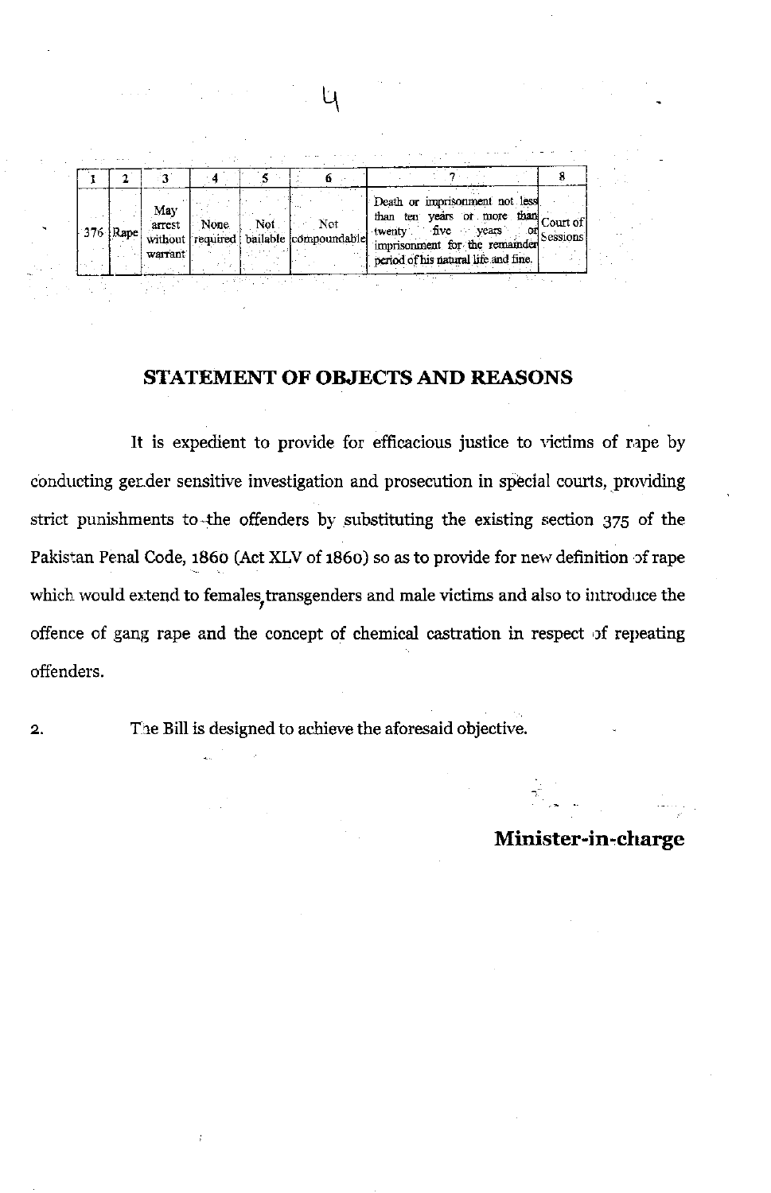| 1 | 2 | 3 | 4 | 5 | 6 | 7 | 8 |
|---|---|---|---|---|---|---|---|
| 376 | Rape | May arrest without warrant | None required | Not bailable | Not compoundable | Death or imprisonment not less than ten years or more than twenty five years or imprisonment for the remainder period of his natural life and fine. | Court of Sessions |

## STATEMENT OF OBJECTS AND REASONS

It is expedient to provide for efficacious justice to victims of rape by conducting gender sensitive investigation and prosecution in special courts, providing strict punishments to the offenders by substituting the existing section 375 of the Pakistan Penal Code, 1860 (Act XLV of 1860) so as to provide for new definition of rape which would extend to females, transgenders and male victims and also to introduce the offence of gang rape and the concept of chemical castration in respect of repeating offenders.

2. The Bill is designed to achieve the aforesaid objective.

**Minister-in-charge**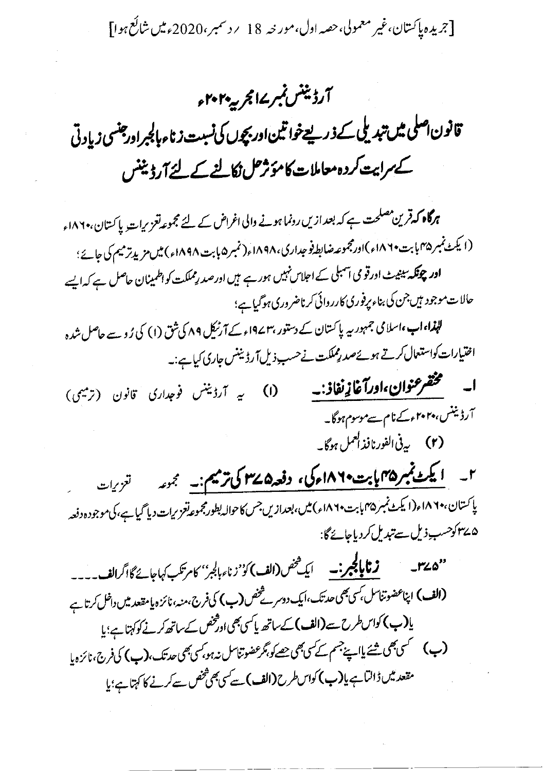[جریدہ پاکستان، غیر معمولی، حصہ اول، مورخہ 18 ر دسمبر، 2020ء میں شائع ہوا]

# آرڈیننس نمبر ۱۷ مجریہ ۲۰۲۰ء

## قانون اصلی میں تبدیلی کے ذریعے خواتین اور بچوں کی نسبت زناء بالجبر اور جنسی زیادتی کے سرایت کردہ معاملات کا مؤثر حل نکالنے کے لئے آرڈیننس

**ہرگاہ کہ** قرین مصلحت ہے کہ بعد ازیں رونما ہونے والی اغراض کے لئے مجموعہ تعزیرات پاکستان، ۱۸۶۰ء (ایکٹ نمبر ۴۵ بابت ۱۸۶۰ء) اور مجموعہ ضابطہ فوجداری، ۱۸۹۸ء (نمبر ۵ بابت ۱۸۹۸ء) میں مزید ترمیم کی جائے؛

**اور چونکہ** سینیٹ اور قومی اسمبلی کے اجلاس نہیں ہو رہے ہیں اور صدر مملکت کو اطمینان حاصل ہے کہ ایسے حالات موجود ہیں جن کی بناء پر فوری کارروائی کرنا ضروری ہو گیا ہے؛

**لہٰذا، اب**، اسلامی جمہوریہ پاکستان کے دستور، ۱۹۷۳ء کے آرٹیکل ۸۹ کی شق (۱) کی رُو سے حاصل شدہ اختیارات کو استعمال کرتے ہوئے صدر مملکت نے حسب ذیل آرڈیننس جاری کیا ہے:۔

۱۔ **مختصر عنوان، اور آغاز نفاذ:۔** (۱) یہ آرڈیننس فوجداری قانون (ترمیمی) آرڈیننس، ۲۰۲۰ء کے نام سے موسوم ہوگا۔

(۲) یہ فی الفور نافذ العمل ہوگا۔

۲۔ **ایکٹ نمبر ۴۵ بابت ۱۸۶۰ء کی، دفعہ ۳۷۵ کی ترمیم:۔** مجموعہ تعزیرات پاکستان، ۱۸۶۰ء (ایکٹ نمبر ۴۵ بابت ۱۸۶۰ء) میں، بعد ازیں جس کا حوالہ بطور مجموعہ تعزیرات دیا گیا ہے، کی موجودہ دفعہ ۳۷۵ کو حسب ذیل سے تبدیل کر دیا جائے گا:

"۳۷۵۔ **زنا بالجبر:۔** ایک شخص (الف) کو "زناء بالجبر" کا مرتکب کہا جائے گا اگر الف۔۔۔۔

(الف) اپنا عضو تناسل، کسی بھی حد تک، ایک دوسرے شخص (ب) کی فرج، منہ، نائزہ یا مقعد میں داخل کرتا ہے یا (ب) کو اس طرح سے (الف) کے ساتھ یا کسی بھی اور شخص کے ساتھ کرنے کو کہتا ہے؛ یا

(ب) کسی بھی شئے یا اپنے جسم کے کسی بھی حصے کو، بجز عضو تناسل نہ ہو، کسی بھی حد تک، (ب) کی فرج، نائزہ یا مقعد میں ڈالتا ہے یا (ب) کو اس طرح (الف) سے کسی بھی شخص سے کرنے کا کہتا ہے؛ یا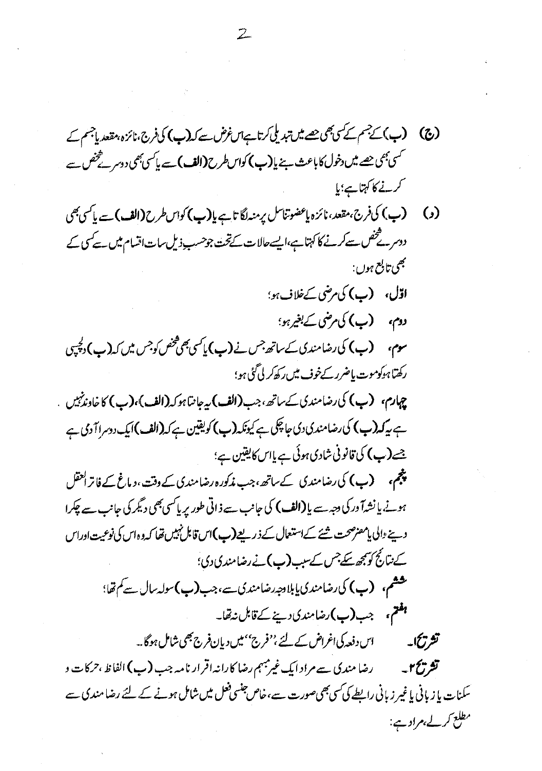(ج) (ب) کے جسم کے کسی بھی حصے میں تبدیلی کرتا ہے اس غرض سے کہ (ب) کی فرج، نائزہ، مقعد یا جسم کے کسی بھی حصے میں دخول کا باعث بنے یا (ب) کو اس طرح (الف) سے یا کسی بھی دوسرے شخص سے کرنے کا کہتا ہے؛ یا

(د) (ب) کی فرج، مقعد، نائزہ یا عضو تناسل پر منہ لگاتا ہے یا (ب) کو اس طرح (الف) سے یا کسی بھی دوسرے شخص سے کرنے کا کہتا ہے، ایسے حالات کے تحت جو حسب ذیل سات اقسام میں سے کسی کے بھی تابع ہوں:

**اوّل،** (ب) کی مرضی کے خلاف ہو؛

**دوم،** (ب) کی مرضی کے بغیر ہو؛

**سوم،** (ب) کی رضامندی کے ساتھ جس نے (ب) یا کسی بھی شخص کو جس میں کہ (ب) دلچسپی رکھتا ہو کو موت یا ضرر کے خوف میں رکھ کر لی گئی ہو؛

**چہارم،** (ب) کی رضامندی کے ساتھ، جب (الف) یہ جانتا ہو کہ (الف)، (ب) کا خاوند نہیں ہے یہ کہ (ب) کی رضامندی دی جا چکی ہے کیونکہ (ب) کو یقین ہے کہ (الف) ایک دوسرا آدمی ہے جسے (ب) کی قانونی شادی ہوئی ہے یا اس کا یقین ہے؛

**پنجم،** (ب) کی رضامندی کے ساتھ، جب مذکورہ رضامندی کے وقت، دماغ کے فاتر العقل ہونے، یا نشہ آور کی وجہ سے یا (الف) کی جانب سے ذاتی طور پر یا کسی بھی دیگر کی جانب سے چکرا دینے والی یا مضر صحت شئے کے استعمال کے ذریعے (ب) اس قابل نہیں تھا کہ وہ اس کی نوعیت اور اس کے نتائج کو سمجھ سکے جس کے سبب (ب) نے رضامندی دی؛

**ششم،** (ب) کی رضامندی یا بلا وجہ رضامندی سے، جب (ب) سولہ سال سے کم تھا؛

**ہفتم،** جب (ب) رضامندی دینے کے قابل نہ تھا۔

**تشریح ۱۔** اس دفعہ کی اغراض کے لئے، ''فرج'' میں دیان فرج بھی شامل ہوگا۔

**تشریح ۲۔** رضامندی سے مراد ایک غیر مبہم رضاکارانہ اقرار نامہ جب (ب) الفاظ، حرکات و سکنات یا زبانی یا غیر زبانی رابطے کی کسی بھی صورت سے، خاص جنسی فعل میں شامل ہونے کے لئے رضامندی سے مطلع کر لے، مراد ہے: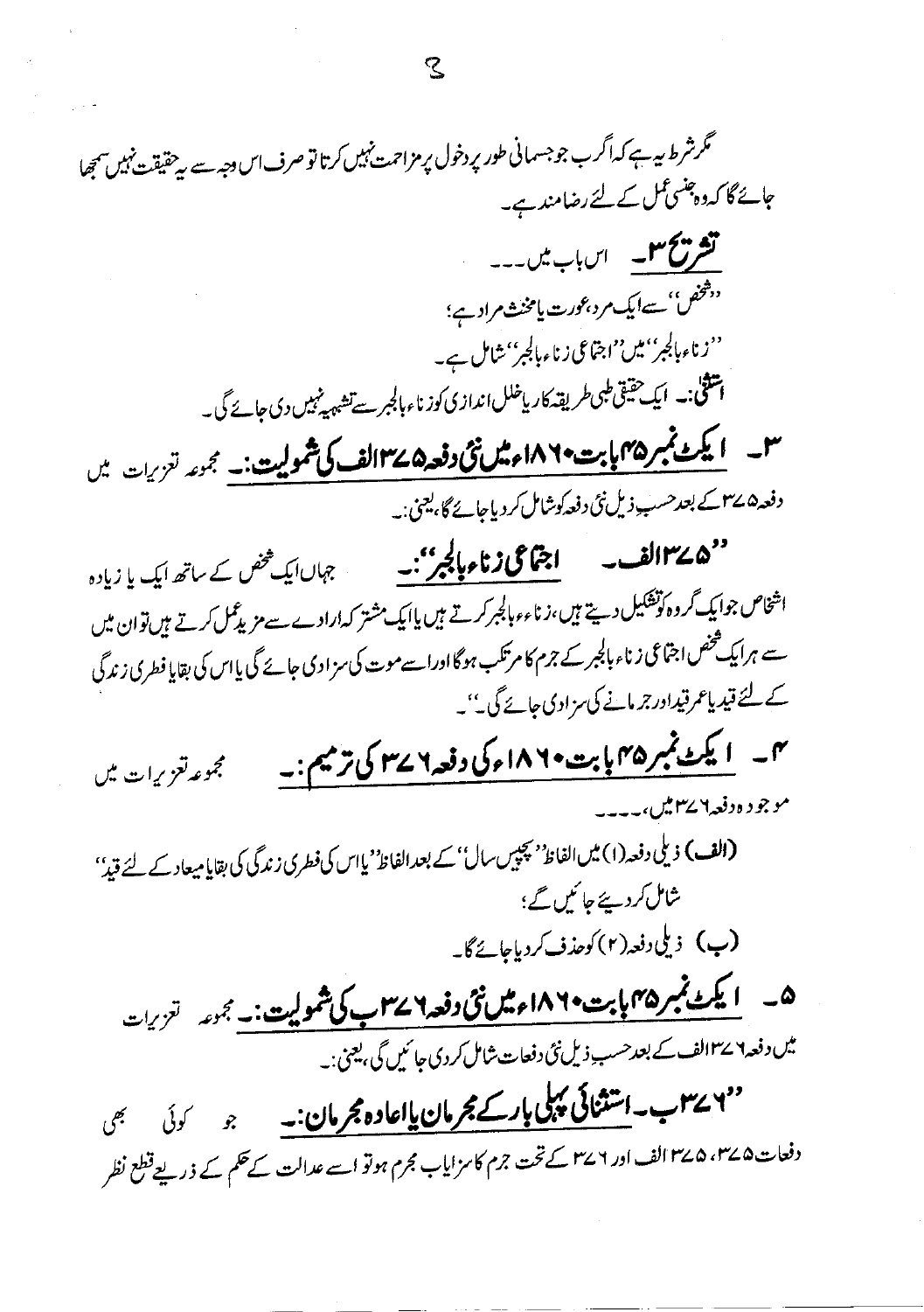مگر شرط یہ ہے کہ اگر ب جو جسمانی طور پر دخول پر مزاحمت نہیں کرتا تو صرف اس وجہ سے یہ حقیقت نہیں سمجھا جائے گا کہ وہ جنسی عمل کے لئے رضامند ہے۔

**تشریح ۳۔** اس باب میں۔۔۔

''شخص'' سے ایک مرد، عورت یا مخنث مراد ہے؛

''زناء بالجبر'' میں ''اجتماعی زناء بالجبر'' شامل ہے۔

**استثنیٰ:۔** ایک حقیقی طبی طریقہ کار یا خلل اندازی کو زناء بالجبر سے تشبیہ نہیں دی جائے گی۔

**۳۔ ایکٹ نمبر ۴۵ بابت ۱۸۶۰ء میں نئی دفعہ ۳۷۵ الف کی شمولیت:۔** مجموعہ تعزیرات میں دفعہ ۳۷۵ کے بعد حسب ذیل نئی دفعہ کو شامل کر دیا جائے گا، یعنی:۔

**''۳۷۵ الف۔ اجتماعی زناء بالجبر'':۔** جہاں ایک شخص کے ساتھ ایک یا زیادہ اشخاص جو ایک گروہ کو تشکیل دیتے ہیں، زناء بالجبر کرتے ہیں یا ایک مشترکہ ارادے سے مزید عمل کرتے ہیں تو ان میں سے ہر ایک شخص اجتماعی زناء بالجبر کے جرم کا مرتکب ہوگا اور اسے موت کی سزا دی جائے گی یا اس کی بقایا فطری زندگی کے لئے قید یا عمر قید اور جرمانے کی سزا دی جائے گی''۔

**۴۔ ایکٹ نمبر ۴۵ بابت ۱۸۶۰ء کی دفعہ ۳۷۶ کی ترمیم:۔** مجموعہ تعزیرات میں موجودہ دفعہ ۳۷۶ میں،۔۔۔۔

**(الف)** ذیلی دفعہ (۱) میں الفاظ ''پچیس سال'' کے بعد الفاظ ''یا اس کی فطری زندگی کی بقایا میعاد کے لئے قید'' شامل کر دیئے جائیں گے؛

**(ب)** ذیلی دفعہ (۲) کو حذف کر دیا جائے گا۔

**۵۔ ایکٹ نمبر ۴۵ بابت ۱۸۶۰ء میں نئی دفعہ ۳۷۶ ب کی شمولیت:۔** مجموعہ تعزیرات میں دفعہ ۳۷۶ الف کے بعد حسب ذیل نئی دفعات شامل کر دی جائیں گی، یعنی:۔

**''۳۷۶ ب۔ استثنائی پہلی بار کے مجرمان یا اعادہ مجرمان:۔** جو کوئی بھی دفعات ۳۷۵، ۳۷۵ الف اور ۳۷۶ کے تحت جرم کا سزایاب مجرم ہو تو اسے عدالت کے حکم کے ذریعے قطع نظر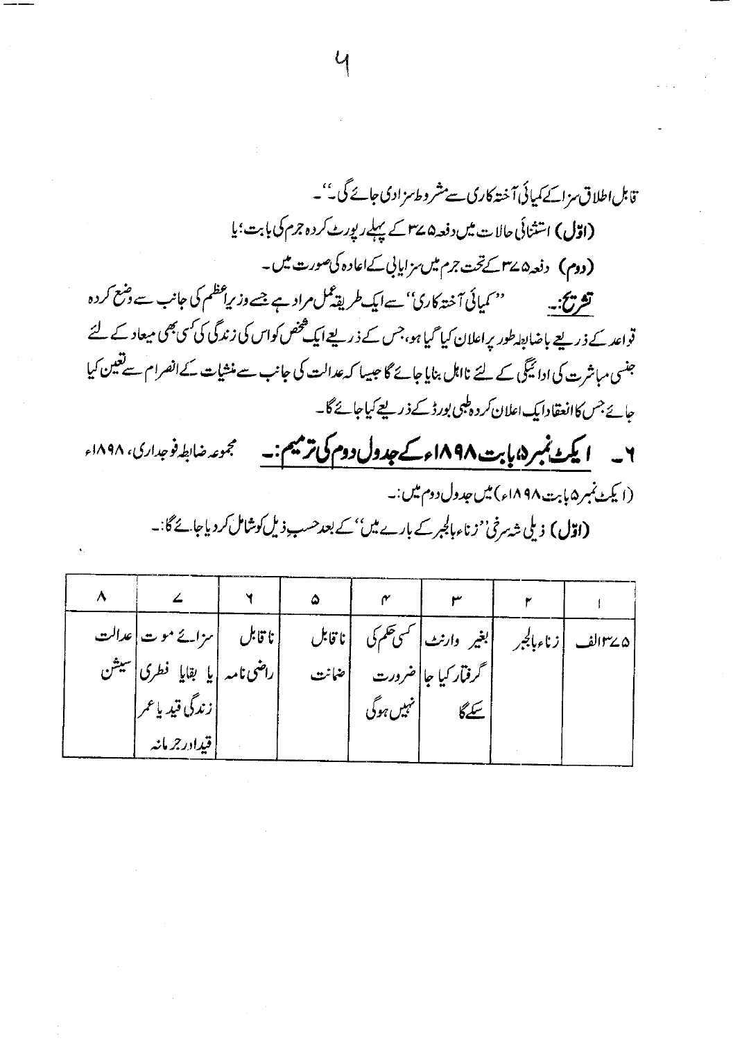قابل اطلاق سزا کے کیمیائی آختہ کاری سے مشروط سزا دی جائے گی۔''۔

**(اوّل)** استثنائی حالات میں دفعہ ۳۷۵ کے پہلے رپورٹ کردہ جرم کی بابت؛ یا

**(دوم)** دفعہ ۳۷۵ کے تحت جرم میں سزایابی کے اعادہ کی صورت میں۔

**تشریح:۔** ''کیمیائی آختہ کاری'' سے ایک طریقہ عمل مراد ہے جسے وزیراعظم کی جانب سے وضع کردہ قواعد کے ذریعے باضابطہ طور پر اعلان کیا گیا ہو، جس کے ذریعے ایک شخص کو اس کی زندگی کی کسی بھی میعاد کے لئے جنسی مباشرت کی ادائیگی کے لئے نااہل بنایا جائے گا جیسا کہ عدالت کی جانب سے منشیات کے انصرام سے تعین کیا جائے جس کا انعقاد ایک اعلان کردہ طبی بورڈ کے ذریعے کیا جائے گا۔

**۶۔ ایکٹ نمبر ۵ بابت ۱۸۹۸ء کے جدول دوم کی ترمیم:۔** مجموعہ ضابطہ فوجداری، ۱۸۹۸ء (ایکٹ نمبر ۵ بابت ۱۸۹۸ء) میں جدول دوم میں:۔

**(اوّل)** ذیلی شہ سرخی ''زناء بالجبر کے بارے میں'' کے بعد حسب ذیل کو شامل کر دیا جائے گا:۔

| ۱ | ۲ | ۳ | ۴ | ۵ | ۶ | ۷ | ۸ |
|---|---|---|---|---|---|---|---|
| ۳۷۵الف | زناء بالجبر | بغیر وارنٹ گرفتار کیا جا سکے گا | کسی حکم کی ضرورت نہیں ہوگی | ناقابل ضمانت | ناقابل راضی نامہ | سزائے موت یا بقایا فطری زندگی قید یا عمر قید اور جرمانہ | عدالت سیشن |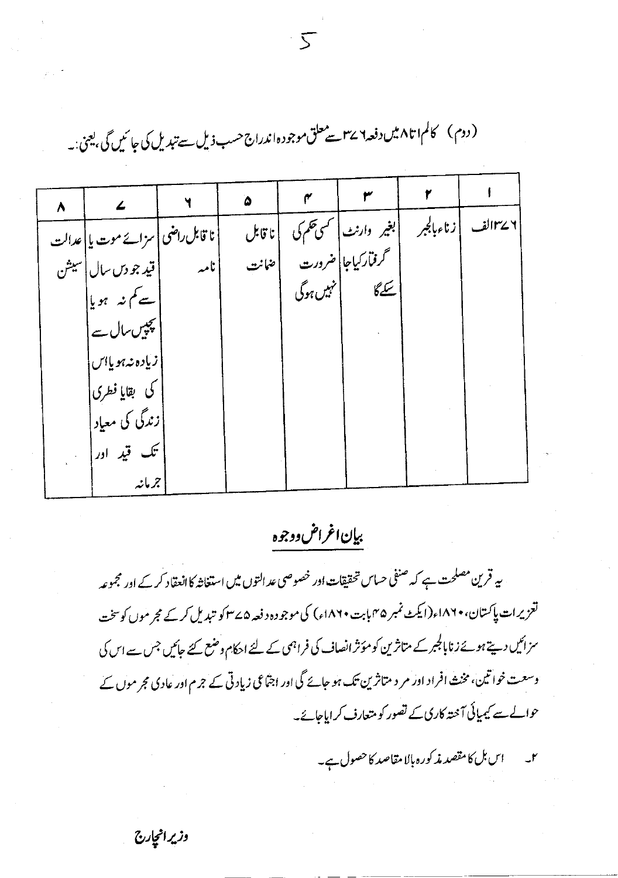(دوم) کالم ۱ تا ۸ میں دفعہ ۳۷۶ سے متعلق موجودہ اندراج حسب ذیل سے تبدیل کی جائیں گی، یعنی:۔

| ۱ | ۲ | ۳ | ۴ | ۵ | ۶ | ۷ | ۸ |
|---|---|---|---|---|---|---|---|
| ۳۷۶الف | زناءبالجبر | بغیر وارنٹ گرفتار کیا جا سکے گا | کسی حکم کی ضرورت نہیں ہوگی | نا قابل ضمانت | نا قابل راضی نامہ | سزائے موت یا قید جو دس سال سے کم نہ ہو یا پچیس سال سے زیادہ نہ ہو یا اس کی بقایا فطری زندگی کی معیاد تک قید اور جرمانہ | عدالت سیشن |

## بیان اغراض ووجوہ

یہ قرین مصلحت ہے کہ صنفی حساس تحقیقات اور خصوصی عدالتوں میں استغاثہ کا انعقاد کر کے اور مجموعہ تعزیرات پاکستان، ۱۸۶۰ء (ایکٹ نمبر ۴۵ بابت ۱۸۶۰ء) کی موجودہ دفعہ ۳۷۵ کو تبدیل کر کے مجرموں کو سخت سزائیں دیتے ہوئے زنا بالجبر کے متاثرین کو مؤثر انصاف کی فراہمی کے لئے احکام وضع کئے جائیں جس سے اس کی وسعت خواتین، مخنث افراد اور مرد متاثرین تک ہو جائے گی اور اجتماعی زیادتی کے جرم اور عادی مجرموں کے حوالے سے کیمیائی آختہ کاری کے تصور کو متعارف کرایا جائے۔

۲۔ اس بل کا مقصد مذکورہ بالا مقاصد کا حصول ہے۔

وزیر انچارج